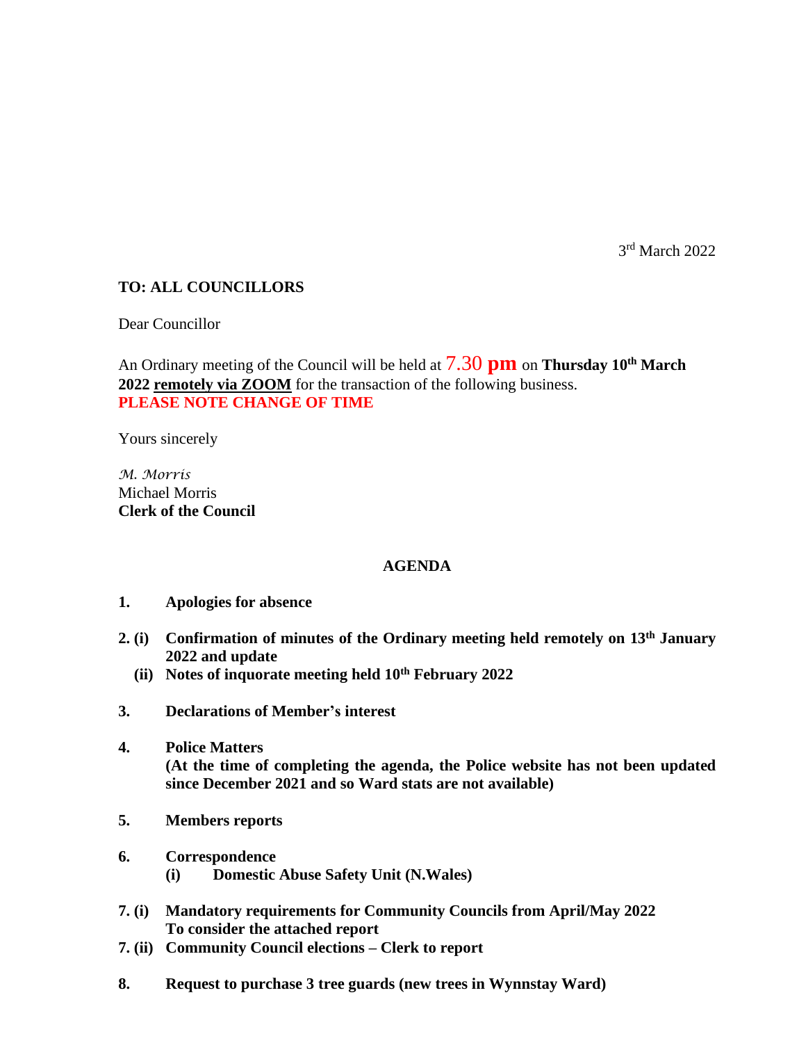3rd March 2022

**TO: ALL COUNCILLORS**

Dear Councillor

An Ordinary meeting of the Council will be held at **7.30 pm** on **Thursday 10th March 2022** **remotely via ZOOM** for the transaction of the following business.
**PLEASE NOTE CHANGE OF TIME**

Yours sincerely

*M. Morris*
Michael Morris
**Clerk of the Council**

## AGENDA

**1. Apologies for absence**

**2. (i) Confirmation of minutes of the Ordinary meeting held remotely on 13th January 2022 and update**

**(ii) Notes of inquorate meeting held 10th February 2022**

**3. Declarations of Member's interest**

**4. Police Matters**
**(At the time of completing the agenda, the Police website has not been updated since December 2021 and so Ward stats are not available)**

**5. Members reports**

**6. Correspondence**
**(i) Domestic Abuse Safety Unit (N.Wales)**

**7. (i) Mandatory requirements for Community Councils from April/May 2022**
**To consider the attached report**

**7. (ii) Community Council elections – Clerk to report**

**8. Request to purchase 3 tree guards (new trees in Wynnstay Ward)**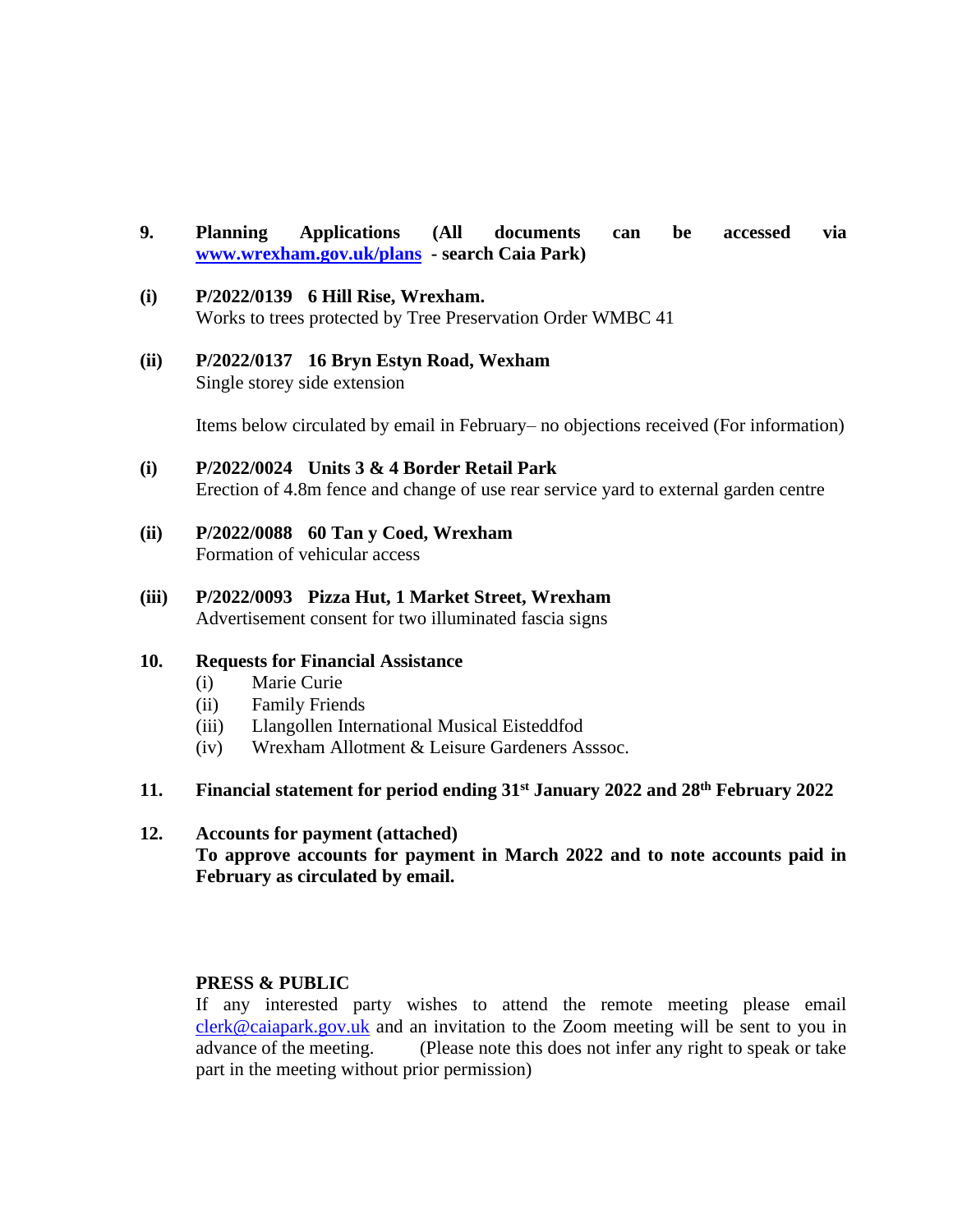**9. Planning Applications (All documents can be accessed via [www.wrexham.gov.uk/plans](http://www.wrexham.gov.uk/plans) - search Caia Park)**

**(i) P/2022/0139 6 Hill Rise, Wrexham.**
Works to trees protected by Tree Preservation Order WMBC 41

**(ii) P/2022/0137 16 Bryn Estyn Road, Wexham**
Single storey side extension

Items below circulated by email in February– no objections received (For information)

**(i) P/2022/0024 Units 3 & 4 Border Retail Park**
Erection of 4.8m fence and change of use rear service yard to external garden centre

**(ii) P/2022/0088 60 Tan y Coed, Wrexham**
Formation of vehicular access

**(iii) P/2022/0093 Pizza Hut, 1 Market Street, Wrexham**
Advertisement consent for two illuminated fascia signs

**10. Requests for Financial Assistance**

(i) Marie Curie
(ii) Family Friends
(iii) Llangollen International Musical Eisteddfod
(iv) Wrexham Allotment & Leisure Gardeners Asssoc.

**11. Financial statement for period ending 31st January 2022 and 28th February 2022**

**12. Accounts for payment (attached)**
**To approve accounts for payment in March 2022 and to note accounts paid in February as circulated by email.**

**PRESS & PUBLIC**

If any interested party wishes to attend the remote meeting please email [clerk@caiapark.gov.uk](mailto:clerk@caiapark.gov.uk) and an invitation to the Zoom meeting will be sent to you in advance of the meeting. (Please note this does not infer any right to speak or take part in the meeting without prior permission)